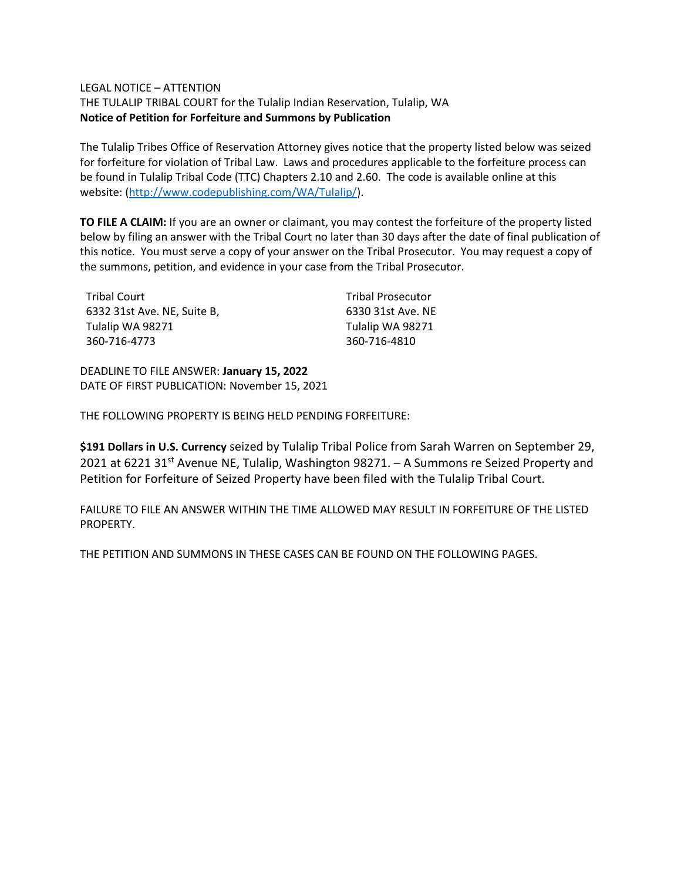LEGAL NOTICE – ATTENTION
THE TULALIP TRIBAL COURT for the Tulalip Indian Reservation, Tulalip, WA
**Notice of Petition for Forfeiture and Summons by Publication**

The Tulalip Tribes Office of Reservation Attorney gives notice that the property listed below was seized for forfeiture for violation of Tribal Law. Laws and procedures applicable to the forfeiture process can be found in Tulalip Tribal Code (TTC) Chapters 2.10 and 2.60. The code is available online at this website: (http://www.codepublishing.com/WA/Tulalip/).

**TO FILE A CLAIM:** If you are an owner or claimant, you may contest the forfeiture of the property listed below by filing an answer with the Tribal Court no later than 30 days after the date of final publication of this notice. You must serve a copy of your answer on the Tribal Prosecutor. You may request a copy of the summons, petition, and evidence in your case from the Tribal Prosecutor.

Tribal Court
6332 31st Ave. NE, Suite B,
Tulalip WA 98271
360-716-4773

Tribal Prosecutor
6330 31st Ave. NE
Tulalip WA 98271
360-716-4810

DEADLINE TO FILE ANSWER: **January 15, 2022**
DATE OF FIRST PUBLICATION: November 15, 2021

THE FOLLOWING PROPERTY IS BEING HELD PENDING FORFEITURE:

**$191 Dollars in U.S. Currency** seized by Tulalip Tribal Police from Sarah Warren on September 29, 2021 at 6221 31st Avenue NE, Tulalip, Washington 98271. – A Summons re Seized Property and Petition for Forfeiture of Seized Property have been filed with the Tulalip Tribal Court.

FAILURE TO FILE AN ANSWER WITHIN THE TIME ALLOWED MAY RESULT IN FORFEITURE OF THE LISTED PROPERTY.

THE PETITION AND SUMMONS IN THESE CASES CAN BE FOUND ON THE FOLLOWING PAGES.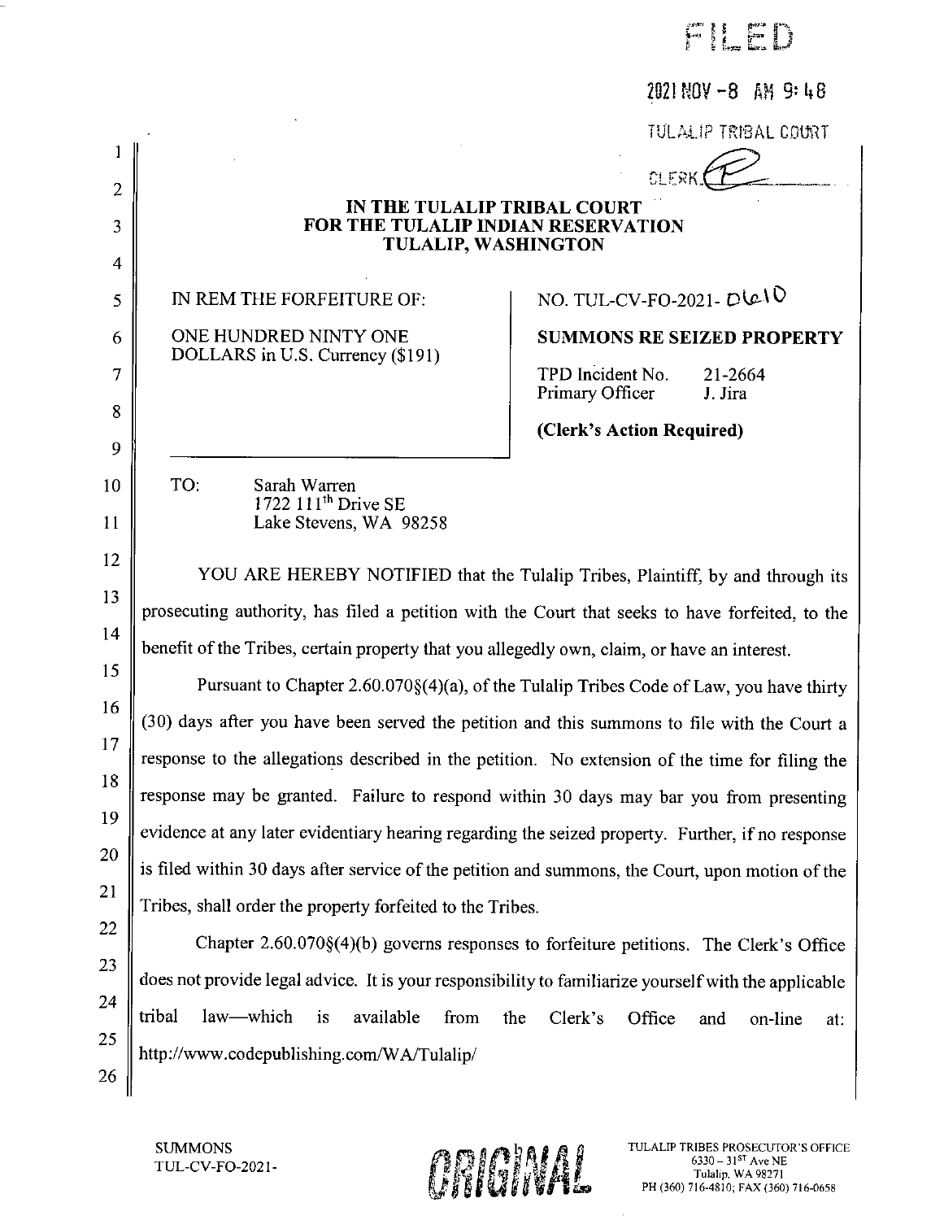FILED

2021 NOV -8 AM 9:48

TULALIP TRIBAL COURT

CLERK

**IN THE TULALIP TRIBAL COURT**
**FOR THE TULALIP INDIAN RESERVATION**
**TULALIP, WASHINGTON**

| IN REM THE FORFEITURE OF: ONE HUNDRED NINTY ONE DOLLARS in U.S. Currency ($191) | NO. TUL-CV-FO-2021- 0610 **SUMMONS RE SEIZED PROPERTY** TPD Incident No. 21-2664 Primary Officer J. Jira **(Clerk's Action Required)** |
|---|---|

TO: Sarah Warren
1722 111[th] Drive SE
Lake Stevens, WA 98258

YOU ARE HEREBY NOTIFIED that the Tulalip Tribes, Plaintiff, by and through its prosecuting authority, has filed a petition with the Court that seeks to have forfeited, to the benefit of the Tribes, certain property that you allegedly own, claim, or have an interest.

Pursuant to Chapter 2.60.070§(4)(a), of the Tulalip Tribes Code of Law, you have thirty (30) days after you have been served the petition and this summons to file with the Court a response to the allegations described in the petition. No extension of the time for filing the response may be granted. Failure to respond within 30 days may bar you from presenting evidence at any later evidentiary hearing regarding the seized property. Further, if no response is filed within 30 days after service of the petition and summons, the Court, upon motion of the Tribes, shall order the property forfeited to the Tribes.

Chapter 2.60.070§(4)(b) governs responses to forfeiture petitions. The Clerk's Office does not provide legal advice. It is your responsibility to familiarize yourself with the applicable tribal law—which is available from the Clerk's Office and on-line at: http://www.codepublishing.com/WA/Tulalip/

SUMMONS
TUL-CV-FO-2021-

ORIGINAL

TULALIP TRIBES PROSECUTOR'S OFFICE
6330 – 31[ST] Ave NE
Tulalip, WA 98271
PH (360) 716-4810; FAX (360) 716-0658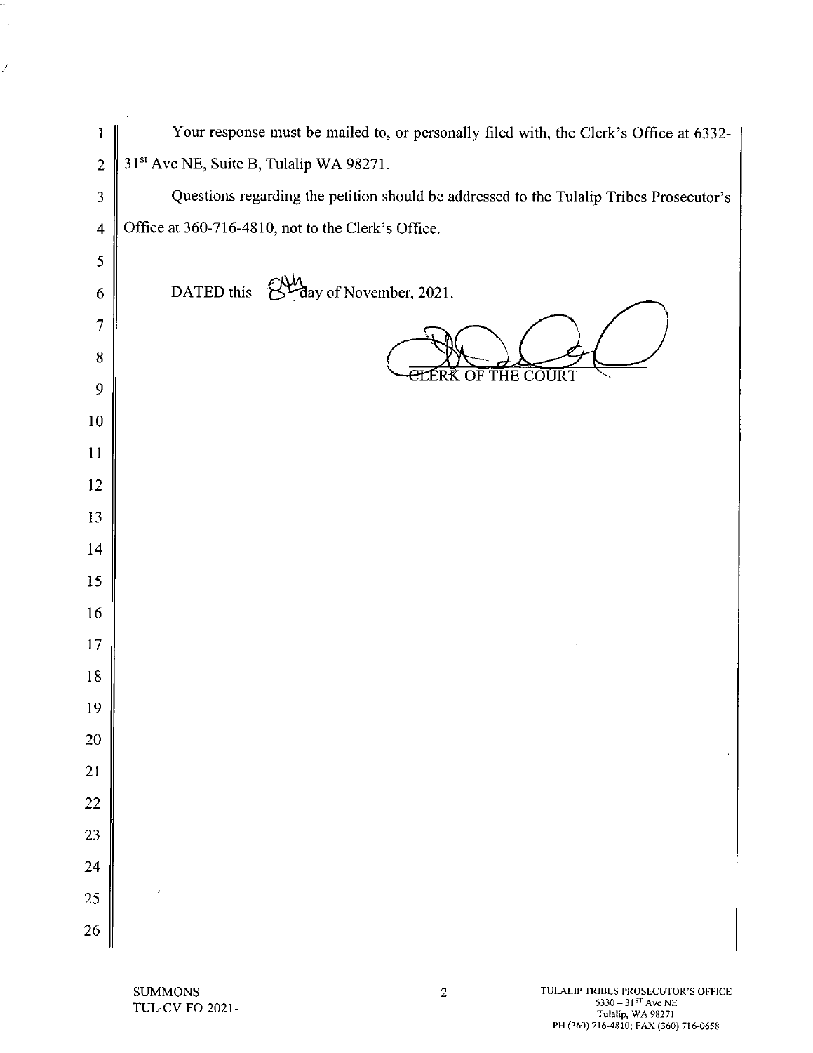Your response must be mailed to, or personally filed with, the Clerk's Office at 6332-31st Ave NE, Suite B, Tulalip WA 98271.

Questions regarding the petition should be addressed to the Tulalip Tribes Prosecutor's Office at 360-716-4810, not to the Clerk's Office.

DATED this 8th day of November, 2021.

CLERK OF THE COURT

SUMMONS
TUL-CV-FO-2021-

TULALIP TRIBES PROSECUTOR'S OFFICE
6330 – 31ST Ave NE
Tulalip, WA 98271
PH (360) 716-4810; FAX (360) 716-0658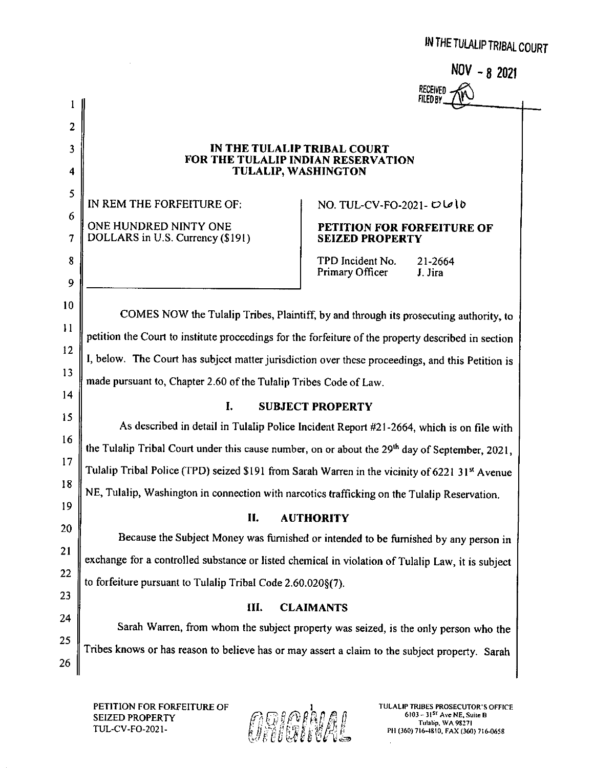IN THE TULALIP TRIBAL COURT

NOV - 8 2021

RECEIVED FILED BY

**IN THE TULALIP TRIBAL COURT**
**FOR THE TULALIP INDIAN RESERVATION**
**TULALIP, WASHINGTON**

| IN REM THE FORFEITURE OF: ONE HUNDRED NINTY ONE DOLLARS in U.S. Currency ($191) | NO. TUL-CV-FO-2021- 0616 **PETITION FOR FORFEITURE OF SEIZED PROPERTY** TPD Incident No. 21-2664 Primary Officer J. Jira |
|---|---|

COMES NOW the Tulalip Tribes, Plaintiff, by and through its prosecuting authority, to petition the Court to institute proceedings for the forfeiture of the property described in section I, below. The Court has subject matter jurisdiction over these proceedings, and this Petition is made pursuant to, Chapter 2.60 of the Tulalip Tribes Code of Law.

## I. SUBJECT PROPERTY

As described in detail in Tulalip Police Incident Report #21-2664, which is on file with the Tulalip Tribal Court under this cause number, on or about the 29th day of September, 2021, Tulalip Tribal Police (TPD) seized $191 from Sarah Warren in the vicinity of 6221 31st Avenue NE, Tulalip, Washington in connection with narcotics trafficking on the Tulalip Reservation.

## II. AUTHORITY

Because the Subject Money was furnished or intended to be furnished by any person in exchange for a controlled substance or listed chemical in violation of Tulalip Law, it is subject to forfeiture pursuant to Tulalip Tribal Code 2.60.020§(7).

## III. CLAIMANTS

Sarah Warren, from whom the subject property was seized, is the only person who the Tribes knows or has reason to believe has or may assert a claim to the subject property. Sarah

PETITION FOR FORFEITURE OF SEIZED PROPERTY
TUL-CV-FO-2021-

ORIGINAL

TULALIP TRIBES PROSECUTOR'S OFFICE
6103 – 31ST Ave NE, Suite B
Tulalip, WA 98271
PH (360) 716-4810, FAX (360) 716-0658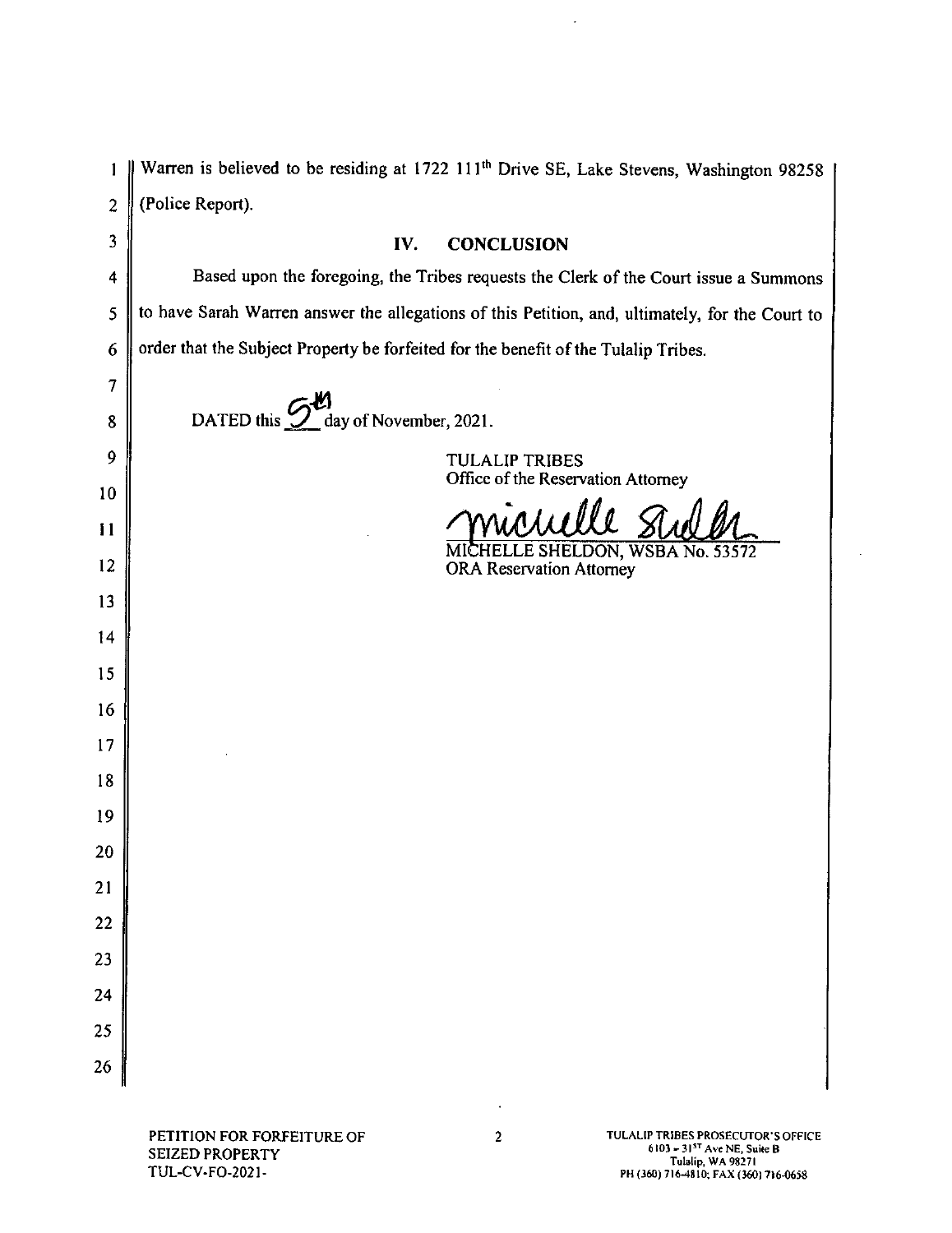Warren is believed to be residing at 1722 111th Drive SE, Lake Stevens, Washington 98258 (Police Report).

## IV. CONCLUSION

Based upon the foregoing, the Tribes requests the Clerk of the Court issue a Summons to have Sarah Warren answer the allegations of this Petition, and, ultimately, for the Court to order that the Subject Property be forfeited for the benefit of the Tulalip Tribes.

DATED this 5th day of November, 2021.

TULALIP TRIBES
Office of the Reservation Attorney

Michelle Sheldon

MICHELLE SHELDON, WSBA No. 53572
ORA Reservation Attorney

PETITION FOR FORFEITURE OF
SEIZED PROPERTY
TUL-CV-FO-2021-

TULALIP TRIBES PROSECUTOR'S OFFICE
6103 – 31ST Ave NE, Suite B
Tulalip, WA 98271
PH (360) 716-4810; FAX (360) 716-0658